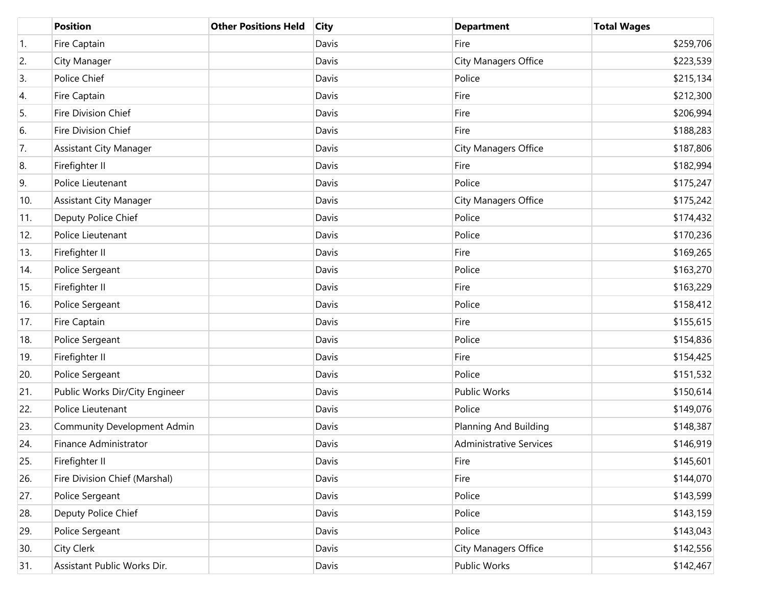| | Position | Other Positions Held | City | Department | Total Wages |
|---|---|---|---|---|---|
| 1. | Fire Captain | | Davis | Fire | $259,706 |
| 2. | City Manager | | Davis | City Managers Office | $223,539 |
| 3. | Police Chief | | Davis | Police | $215,134 |
| 4. | Fire Captain | | Davis | Fire | $212,300 |
| 5. | Fire Division Chief | | Davis | Fire | $206,994 |
| 6. | Fire Division Chief | | Davis | Fire | $188,283 |
| 7. | Assistant City Manager | | Davis | City Managers Office | $187,806 |
| 8. | Firefighter II | | Davis | Fire | $182,994 |
| 9. | Police Lieutenant | | Davis | Police | $175,247 |
| 10. | Assistant City Manager | | Davis | City Managers Office | $175,242 |
| 11. | Deputy Police Chief | | Davis | Police | $174,432 |
| 12. | Police Lieutenant | | Davis | Police | $170,236 |
| 13. | Firefighter II | | Davis | Fire | $169,265 |
| 14. | Police Sergeant | | Davis | Police | $163,270 |
| 15. | Firefighter II | | Davis | Fire | $163,229 |
| 16. | Police Sergeant | | Davis | Police | $158,412 |
| 17. | Fire Captain | | Davis | Fire | $155,615 |
| 18. | Police Sergeant | | Davis | Police | $154,836 |
| 19. | Firefighter II | | Davis | Fire | $154,425 |
| 20. | Police Sergeant | | Davis | Police | $151,532 |
| 21. | Public Works Dir/City Engineer | | Davis | Public Works | $150,614 |
| 22. | Police Lieutenant | | Davis | Police | $149,076 |
| 23. | Community Development Admin | | Davis | Planning And Building | $148,387 |
| 24. | Finance Administrator | | Davis | Administrative Services | $146,919 |
| 25. | Firefighter II | | Davis | Fire | $145,601 |
| 26. | Fire Division Chief (Marshal) | | Davis | Fire | $144,070 |
| 27. | Police Sergeant | | Davis | Police | $143,599 |
| 28. | Deputy Police Chief | | Davis | Police | $143,159 |
| 29. | Police Sergeant | | Davis | Police | $143,043 |
| 30. | City Clerk | | Davis | City Managers Office | $142,556 |
| 31. | Assistant Public Works Dir. | | Davis | Public Works | $142,467 |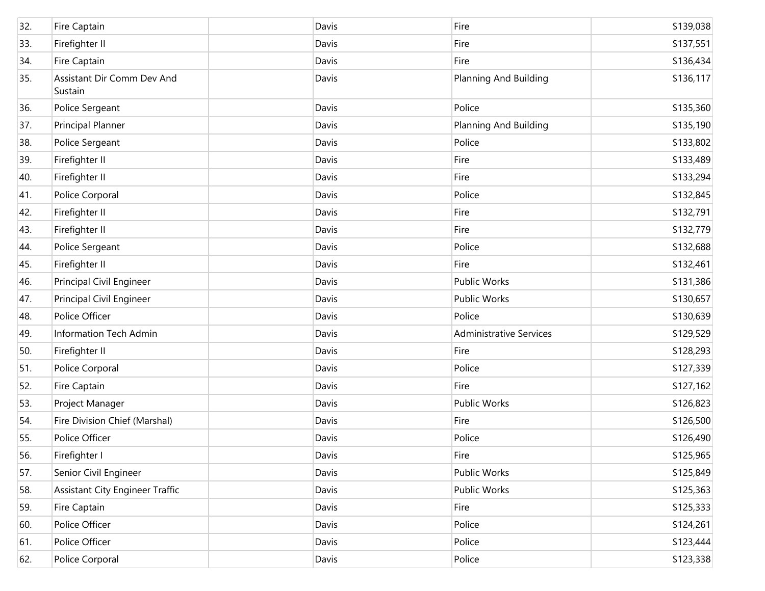| | | | | | |
|---|---|---|---|---|---|
| 32. | Fire Captain | | Davis | Fire | $139,038 |
| 33. | Firefighter II | | Davis | Fire | $137,551 |
| 34. | Fire Captain | | Davis | Fire | $136,434 |
| 35. | Assistant Dir Comm Dev And Sustain | | Davis | Planning And Building | $136,117 |
| 36. | Police Sergeant | | Davis | Police | $135,360 |
| 37. | Principal Planner | | Davis | Planning And Building | $135,190 |
| 38. | Police Sergeant | | Davis | Police | $133,802 |
| 39. | Firefighter II | | Davis | Fire | $133,489 |
| 40. | Firefighter II | | Davis | Fire | $133,294 |
| 41. | Police Corporal | | Davis | Police | $132,845 |
| 42. | Firefighter II | | Davis | Fire | $132,791 |
| 43. | Firefighter II | | Davis | Fire | $132,779 |
| 44. | Police Sergeant | | Davis | Police | $132,688 |
| 45. | Firefighter II | | Davis | Fire | $132,461 |
| 46. | Principal Civil Engineer | | Davis | Public Works | $131,386 |
| 47. | Principal Civil Engineer | | Davis | Public Works | $130,657 |
| 48. | Police Officer | | Davis | Police | $130,639 |
| 49. | Information Tech Admin | | Davis | Administrative Services | $129,529 |
| 50. | Firefighter II | | Davis | Fire | $128,293 |
| 51. | Police Corporal | | Davis | Police | $127,339 |
| 52. | Fire Captain | | Davis | Fire | $127,162 |
| 53. | Project Manager | | Davis | Public Works | $126,823 |
| 54. | Fire Division Chief (Marshal) | | Davis | Fire | $126,500 |
| 55. | Police Officer | | Davis | Police | $126,490 |
| 56. | Firefighter I | | Davis | Fire | $125,965 |
| 57. | Senior Civil Engineer | | Davis | Public Works | $125,849 |
| 58. | Assistant City Engineer Traffic | | Davis | Public Works | $125,363 |
| 59. | Fire Captain | | Davis | Fire | $125,333 |
| 60. | Police Officer | | Davis | Police | $124,261 |
| 61. | Police Officer | | Davis | Police | $123,444 |
| 62. | Police Corporal | | Davis | Police | $123,338 |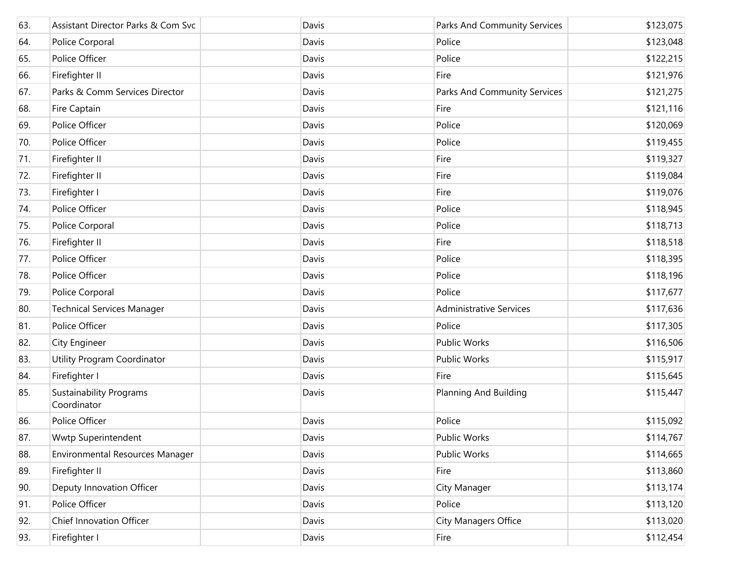| | | | | | |
|---|---|---|---|---|---|
| 63. | Assistant Director Parks & Com Svc | | Davis | Parks And Community Services | $123,075 |
| 64. | Police Corporal | | Davis | Police | $123,048 |
| 65. | Police Officer | | Davis | Police | $122,215 |
| 66. | Firefighter II | | Davis | Fire | $121,976 |
| 67. | Parks & Comm Services Director | | Davis | Parks And Community Services | $121,275 |
| 68. | Fire Captain | | Davis | Fire | $121,116 |
| 69. | Police Officer | | Davis | Police | $120,069 |
| 70. | Police Officer | | Davis | Police | $119,455 |
| 71. | Firefighter II | | Davis | Fire | $119,327 |
| 72. | Firefighter II | | Davis | Fire | $119,084 |
| 73. | Firefighter I | | Davis | Fire | $119,076 |
| 74. | Police Officer | | Davis | Police | $118,945 |
| 75. | Police Corporal | | Davis | Police | $118,713 |
| 76. | Firefighter II | | Davis | Fire | $118,518 |
| 77. | Police Officer | | Davis | Police | $118,395 |
| 78. | Police Officer | | Davis | Police | $118,196 |
| 79. | Police Corporal | | Davis | Police | $117,677 |
| 80. | Technical Services Manager | | Davis | Administrative Services | $117,636 |
| 81. | Police Officer | | Davis | Police | $117,305 |
| 82. | City Engineer | | Davis | Public Works | $116,506 |
| 83. | Utility Program Coordinator | | Davis | Public Works | $115,917 |
| 84. | Firefighter I | | Davis | Fire | $115,645 |
| 85. | Sustainability Programs Coordinator | | Davis | Planning And Building | $115,447 |
| 86. | Police Officer | | Davis | Police | $115,092 |
| 87. | Wwtp Superintendent | | Davis | Public Works | $114,767 |
| 88. | Environmental Resources Manager | | Davis | Public Works | $114,665 |
| 89. | Firefighter II | | Davis | Fire | $113,860 |
| 90. | Deputy Innovation Officer | | Davis | City Manager | $113,174 |
| 91. | Police Officer | | Davis | Police | $113,120 |
| 92. | Chief Innovation Officer | | Davis | City Managers Office | $113,020 |
| 93. | Firefighter I | | Davis | Fire | $112,454 |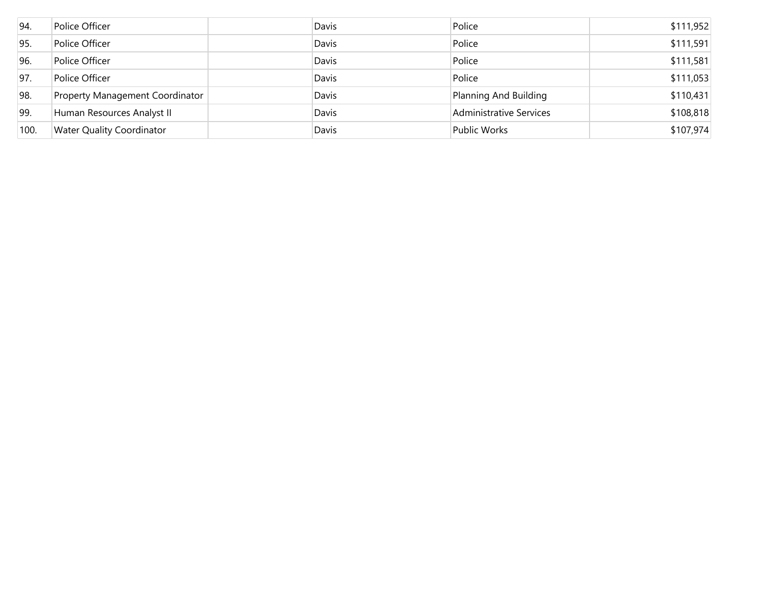| | | | | | |
|---|---|---|---|---|---|
| 94. | Police Officer | | Davis | Police | $111,952 |
| 95. | Police Officer | | Davis | Police | $111,591 |
| 96. | Police Officer | | Davis | Police | $111,581 |
| 97. | Police Officer | | Davis | Police | $111,053 |
| 98. | Property Management Coordinator | | Davis | Planning And Building | $110,431 |
| 99. | Human Resources Analyst II | | Davis | Administrative Services | $108,818 |
| 100. | Water Quality Coordinator | | Davis | Public Works | $107,974 |